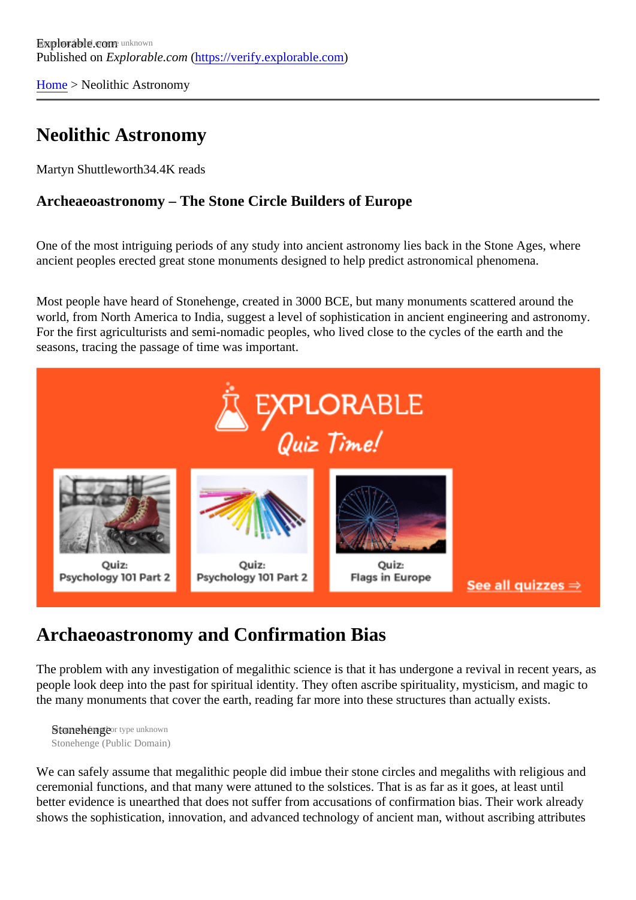Explorable.com
Published on *Explorable.com* (https://verify.explorable.com)

Home > Neolithic Astronomy

# Neolithic Astronomy

Martyn Shuttleworth34.4K reads

### Archeaeoastronomy – The Stone Circle Builders of Europe

One of the most intriguing periods of any study into ancient astronomy lies back in the Stone Ages, where ancient peoples erected great stone monuments designed to help predict astronomical phenomena.

Most people have heard of Stonehenge, created in 3000 BCE, but many monuments scattered around the world, from North America to India, suggest a level of sophistication in ancient engineering and astronomy. For the first agriculturists and semi-nomadic peoples, who lived close to the cycles of the earth and the seasons, tracing the passage of time was important.

## Archaeoastronomy and Confirmation Bias

The problem with any investigation of megalithic science is that it has undergone a revival in recent years, as people look deep into the past for spiritual identity. They often ascribe spirituality, mysticism, and magic to the many monuments that cover the earth, reading far more into these structures than actually exists.

Stonehenge
Stonehenge (Public Domain)

We can safely assume that megalithic people did imbue their stone circles and megaliths with religious and ceremonial functions, and that many were attuned to the solstices. That is as far as it goes, at least until better evidence is unearthed that does not suffer from accusations of confirmation bias. Their work already shows the sophistication, innovation, and advanced technology of ancient man, without ascribing attributes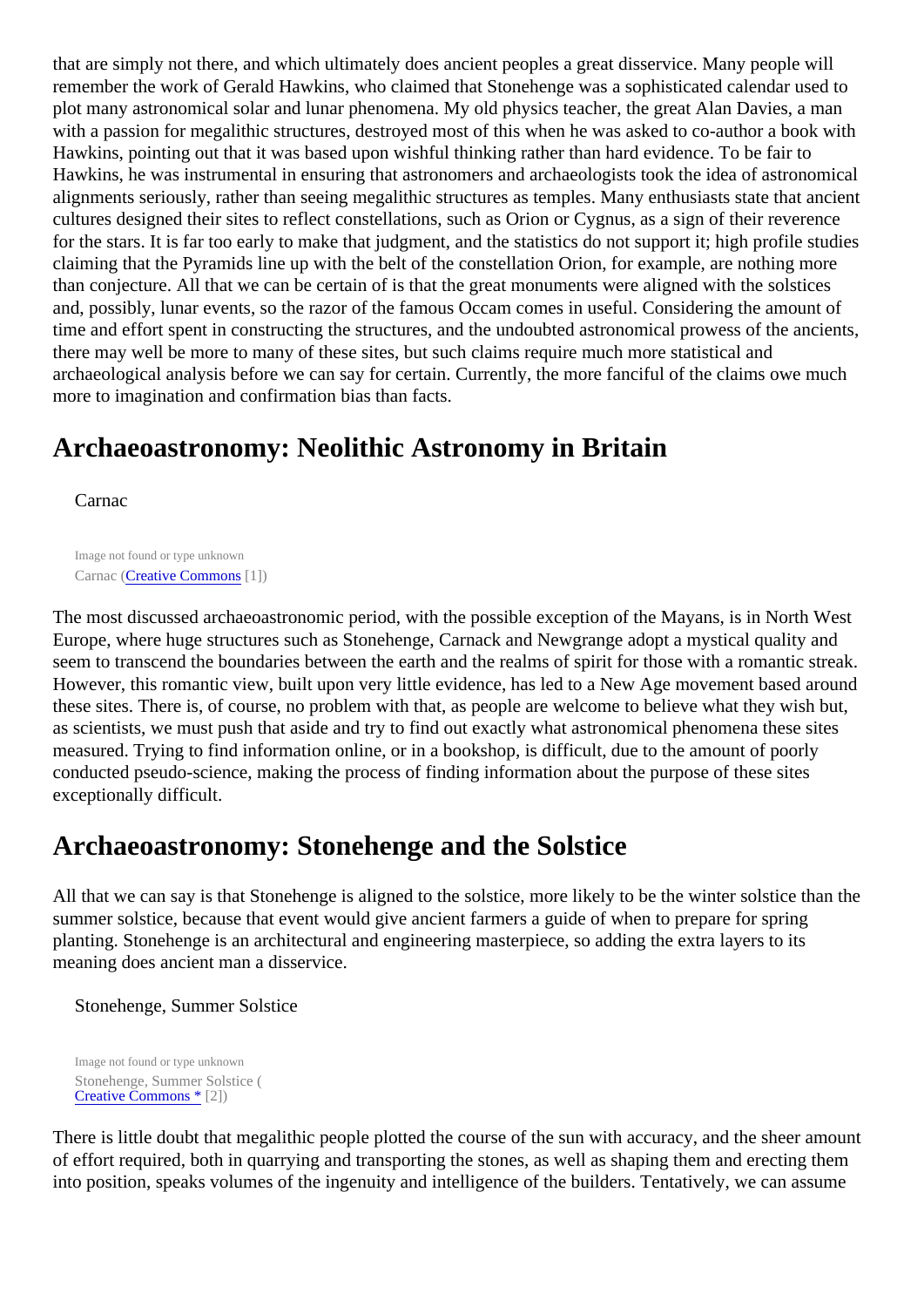that are simply not there, and which ultimately does ancient peoples a great disservice. Many people will remember the work of Gerald Hawkins, who claimed that Stonehenge was a sophisticated calendar used to plot many astronomical solar and lunar phenomena. My old physics teacher, the great Alan Davies, a man with a passion for megalithic structures, destroyed most of this when he was asked to co-author a book with Hawkins, pointing out that it was based upon wishful thinking rather than hard evidence. To be fair to Hawkins, he was instrumental in ensuring that astronomers and archaeologists took the idea of astronomical alignments seriously, rather than seeing megalithic structures as temples. Many enthusiasts state that ancient cultures designed their sites to reflect constellations, such as Orion or Cygnus, as a sign of their reverence for the stars. It is far too early to make that judgment, and the statistics do not support it; high profile studies claiming that the Pyramids line up with the belt of the constellation Orion, for example, are nothing more than conjecture. All that we can be certain of is that the great monuments were aligned with the solstices and, possibly, lunar events, so the razor of the famous Occam comes in useful. Considering the amount of time and effort spent in constructing the structures, and the undoubted astronomical prowess of the ancients, there may well be more to many of these sites, but such claims require much more statistical and archaeological analysis before we can say for certain. Currently, the more fanciful of the claims owe much more to imagination and confirmation bias than facts.

## Archaeoastronomy: Neolithic Astronomy in Britain

Carnac

Image not found or type unknown

Carnac (Creative Commons [1])

The most discussed archaeoastronomic period, with the possible exception of the Mayans, is in North West Europe, where huge structures such as Stonehenge, Carnack and Newgrange adopt a mystical quality and seem to transcend the boundaries between the earth and the realms of spirit for those with a romantic streak. However, this romantic view, built upon very little evidence, has led to a New Age movement based around these sites. There is, of course, no problem with that, as people are welcome to believe what they wish but, as scientists, we must push that aside and try to find out exactly what astronomical phenomena these sites measured. Trying to find information online, or in a bookshop, is difficult, due to the amount of poorly conducted pseudo-science, making the process of finding information about the purpose of these sites exceptionally difficult.

## Archaeoastronomy: Stonehenge and the Solstice

All that we can say is that Stonehenge is aligned to the solstice, more likely to be the winter solstice than the summer solstice, because that event would give ancient farmers a guide of when to prepare for spring planting. Stonehenge is an architectural and engineering masterpiece, so adding the extra layers to its meaning does ancient man a disservice.

Stonehenge, Summer Solstice

Image not found or type unknown

Stonehenge, Summer Solstice (Creative Commons * [2])

There is little doubt that megalithic people plotted the course of the sun with accuracy, and the sheer amount of effort required, both in quarrying and transporting the stones, as well as shaping them and erecting them into position, speaks volumes of the ingenuity and intelligence of the builders. Tentatively, we can assume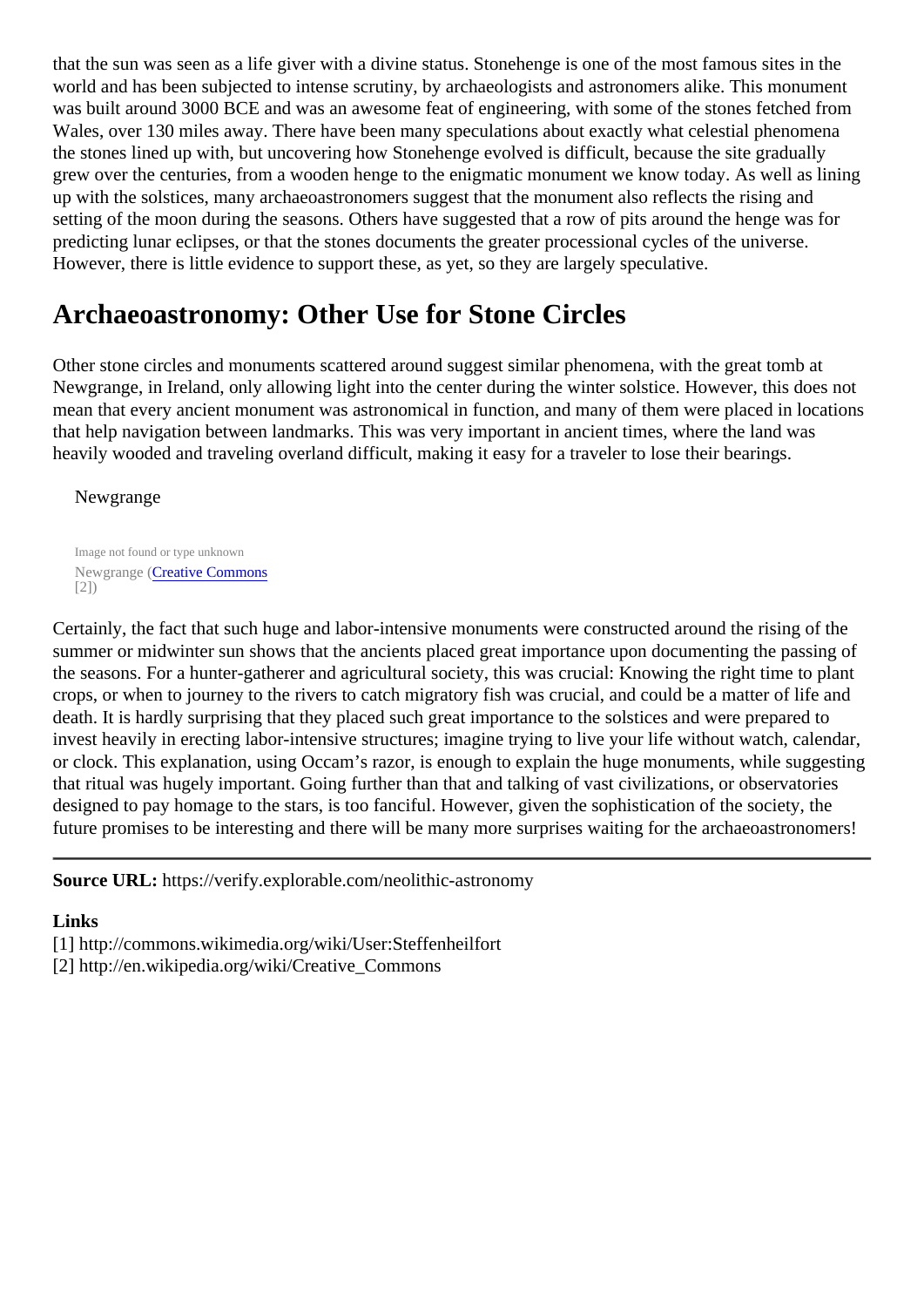that the sun was seen as a life giver with a divine status. Stonehenge is one of the most famous sites in the world and has been subjected to intense scrutiny, by archaeologists and astronomers alike. This monument was built around 3000 BCE and was an awesome feat of engineering, with some of the stones fetched from Wales, over 130 miles away. There have been many speculations about exactly what celestial phenomena the stones lined up with, but uncovering how Stonehenge evolved is difficult, because the site gradually grew over the centuries, from a wooden henge to the enigmatic monument we know today. As well as lining up with the solstices, many archaeoastronomers suggest that the monument also reflects the rising and setting of the moon during the seasons. Others have suggested that a row of pits around the henge was for predicting lunar eclipses, or that the stones documents the greater processional cycles of the universe. However, there is little evidence to support these, as yet, so they are largely speculative.

## Archaeoastronomy: Other Use for Stone Circles

Other stone circles and monuments scattered around suggest similar phenomena, with the great tomb at Newgrange, in Ireland, only allowing light into the center during the winter solstice. However, this does not mean that every ancient monument was astronomical in function, and many of them were placed in locations that help navigation between landmarks. This was very important in ancient times, where the land was heavily wooded and traveling overland difficult, making it easy for a traveler to lose their bearings.

Newgrange

Image not found or type unknown

Newgrange (Creative Commons [2])

Certainly, the fact that such huge and labor-intensive monuments were constructed around the rising of the summer or midwinter sun shows that the ancients placed great importance upon documenting the passing of the seasons. For a hunter-gatherer and agricultural society, this was crucial: Knowing the right time to plant crops, or when to journey to the rivers to catch migratory fish was crucial, and could be a matter of life and death. It is hardly surprising that they placed such great importance to the solstices and were prepared to invest heavily in erecting labor-intensive structures; imagine trying to live your life without watch, calendar, or clock. This explanation, using Occam's razor, is enough to explain the huge monuments, while suggesting that ritual was hugely important. Going further than that and talking of vast civilizations, or observatories designed to pay homage to the stars, is too fanciful. However, given the sophistication of the society, the future promises to be interesting and there will be many more surprises waiting for the archaeoastronomers!

---

**Source URL:** https://verify.explorable.com/neolithic-astronomy

**Links**
[1] http://commons.wikimedia.org/wiki/User:Steffenheilfort
[2] http://en.wikipedia.org/wiki/Creative_Commons